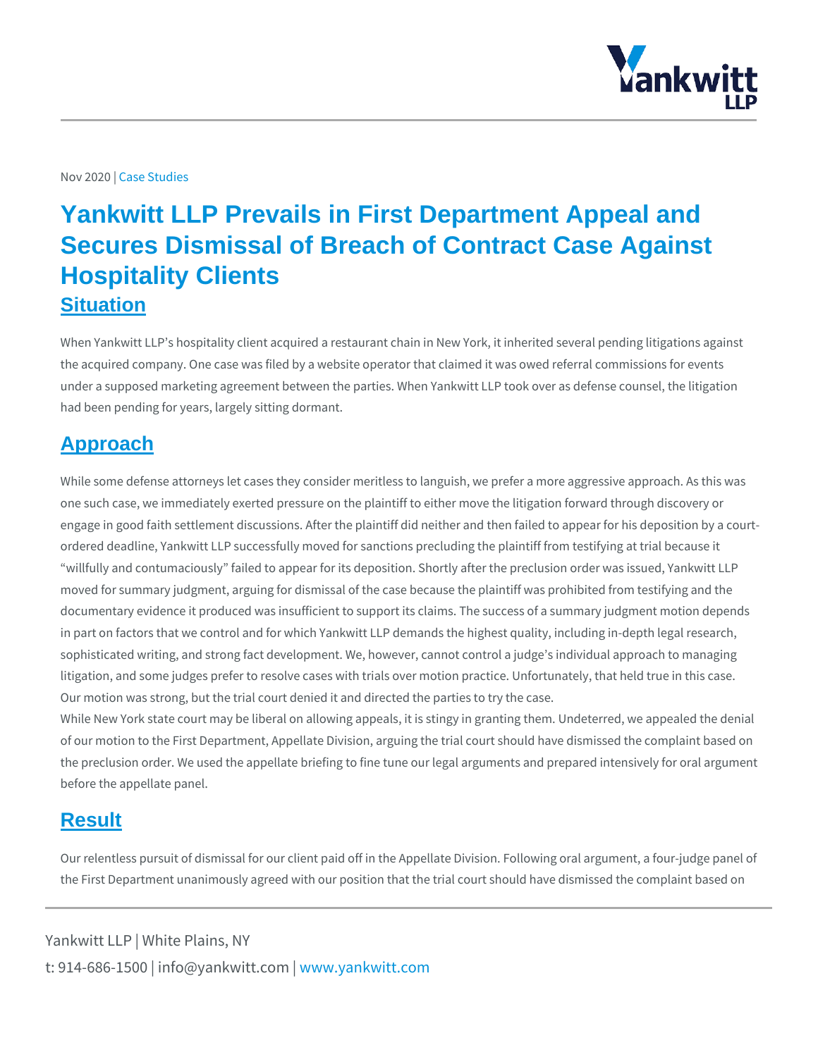Nov 2020 | Case Studies

# Yankwitt LLP Prevails in First Department Appeal and Secures Dismissal of Breach of Contract Case Against Hospitality Clients

## Situation

When Yankwitt LLP's hospitality client acquired a restaurant chain in New York, it inherited several pending litigations against the acquired company. One case was filed by a website operator that claimed it was owed referral commissions for events under a supposed marketing agreement between the parties. When Yankwitt LLP took over as defense counsel, the litigation had been pending for years, largely sitting dormant.

## Approach

While some defense attorneys let cases they consider meritless to languish, we prefer a more aggressive approach. As this was one such case, we immediately exerted pressure on the plaintiff to either move the litigation forward through discovery or engage in good faith settlement discussions. After the plaintiff did neither and then failed to appear for his deposition by a court-ordered deadline, Yankwitt LLP successfully moved for sanctions precluding the plaintiff from testifying at trial because it "willfully and contumaciously" failed to appear for its deposition. Shortly after the preclusion order was issued, Yankwitt LLP moved for summary judgment, arguing for dismissal of the case because the plaintiff was prohibited from testifying and the documentary evidence it produced was insufficient to support its claims. The success of a summary judgment motion depends in part on factors that we control and for which Yankwitt LLP demands the highest quality, including in-depth legal research, sophisticated writing, and strong fact development. We, however, cannot control a judge's individual approach to managing litigation, and some judges prefer to resolve cases with trials over motion practice. Unfortunately, that held true in this case. Our motion was strong, but the trial court denied it and directed the parties to try the case.

While New York state court may be liberal on allowing appeals, it is stingy in granting them. Undeterred, we appealed the denial of our motion to the First Department, Appellate Division, arguing the trial court should have dismissed the complaint based on the preclusion order. We used the appellate briefing to fine tune our legal arguments and prepared intensively for oral argument before the appellate panel.

## Result

Our relentless pursuit of dismissal for our client paid off in the Appellate Division. Following oral argument, a four-judge panel of the First Department unanimously agreed with our position that the trial court should have dismissed the complaint based on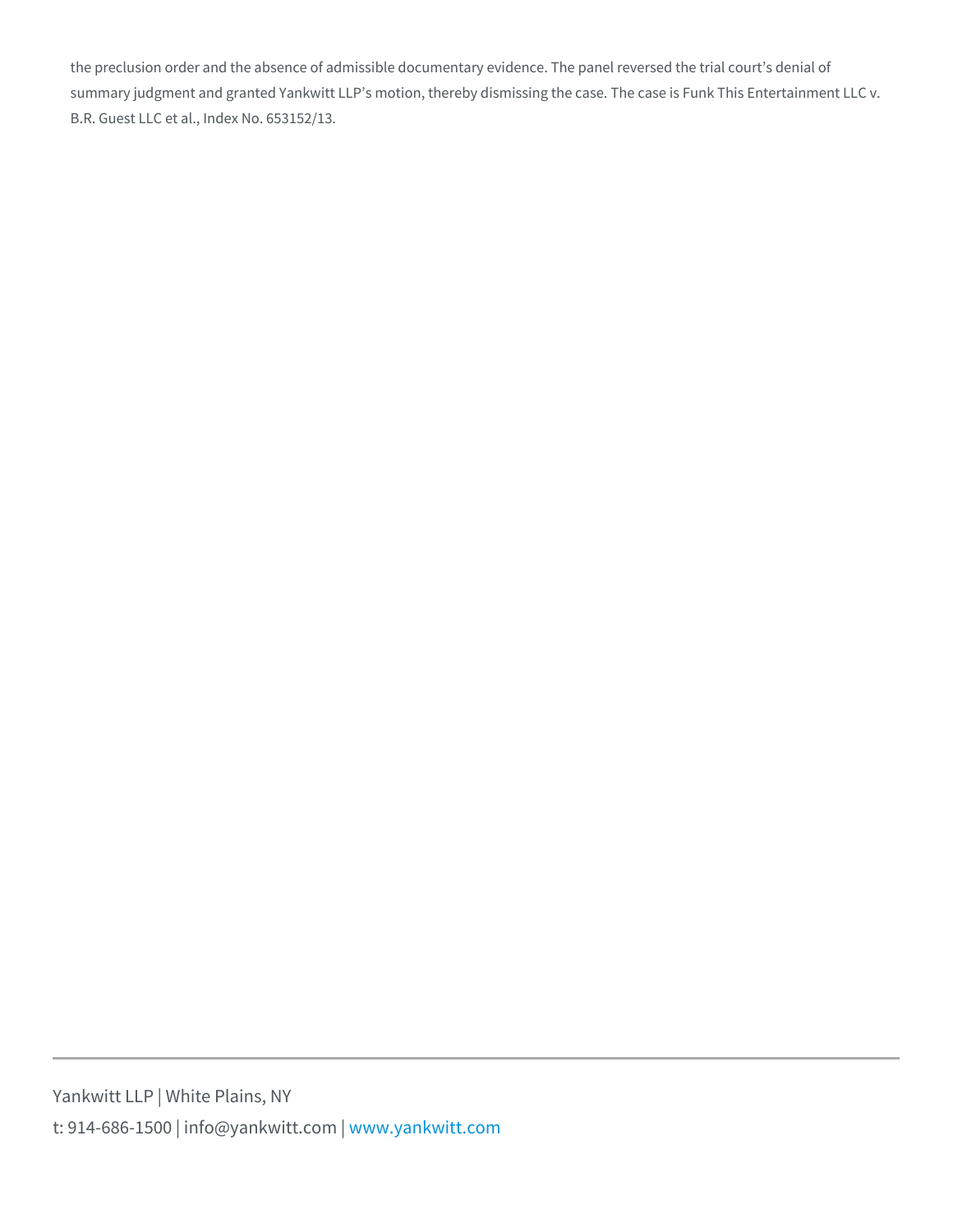the preclusion order and the absence of admissible documentary evidence. The panel reversed the trial court's denial of summary judgment and granted Yankwitt LLP's motion, thereby dismissing the case. The case is Funk This Entertainment LLC v. B.R. Guest LLC et al., Index No. 653152/13.